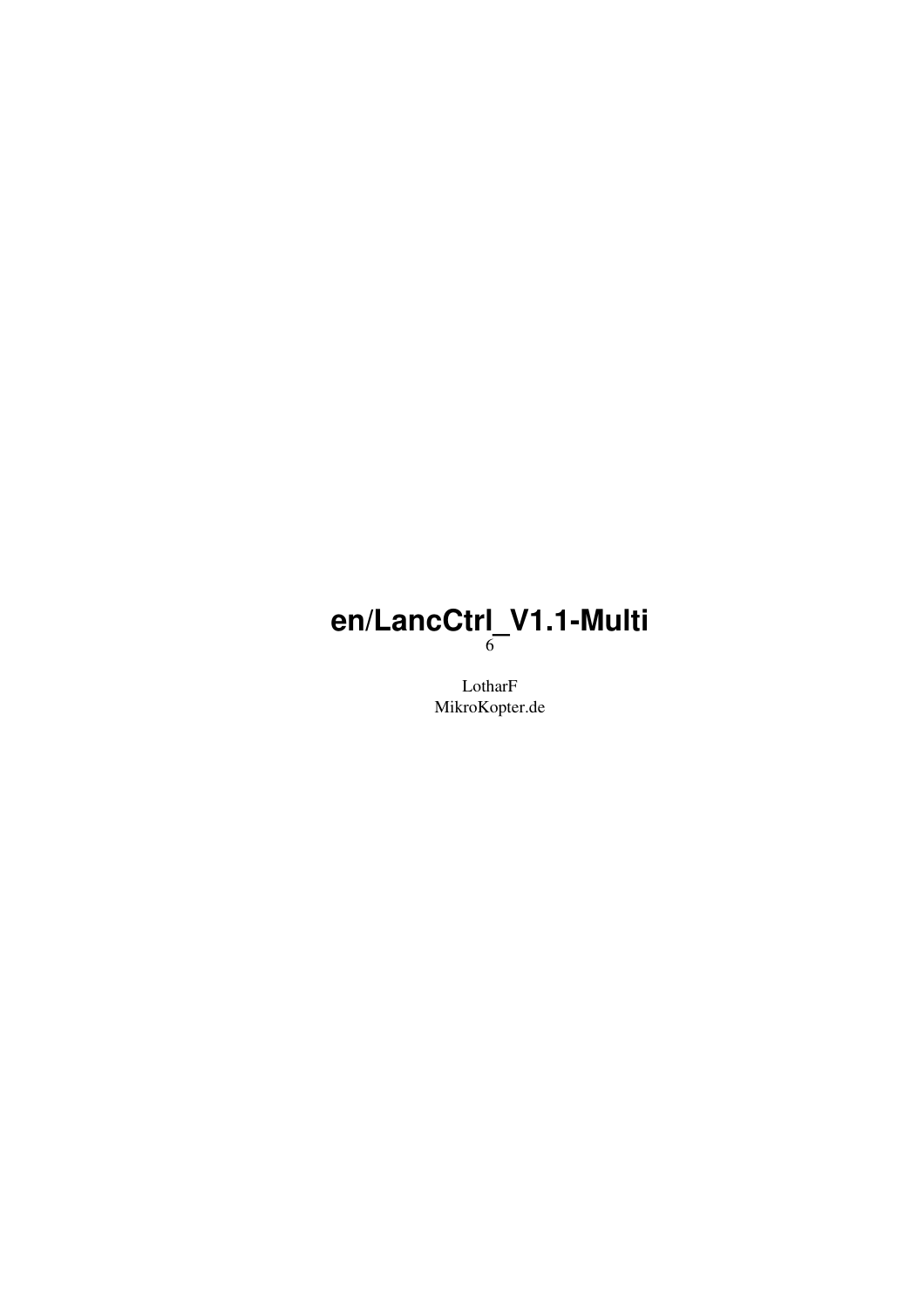# en/LancCtrl_V1.1-Multi

6

LotharF
MikroKopter.de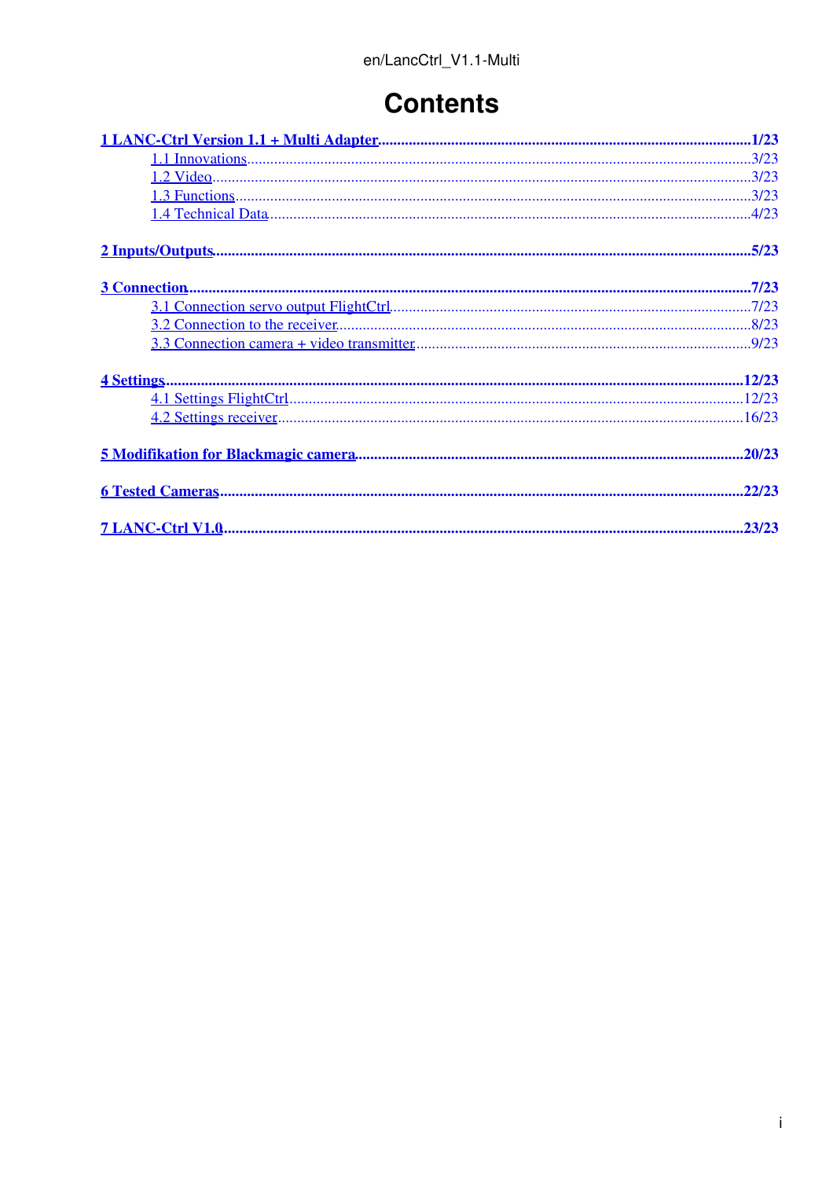# Contents

**1 LANC-Ctrl Version 1.1 + Multi Adapter ... 1/23**
- 1.1 Innovations ... 3/23
- 1.2 Video ... 3/23
- 1.3 Functions ... 3/23
- 1.4 Technical Data ... 4/23

**2 Inputs/Outputs ... 5/23**

**3 Connection ... 7/23**
- 3.1 Connection servo output FlightCtrl ... 7/23
- 3.2 Connection to the receiver ... 8/23
- 3.3 Connection camera + video transmitter ... 9/23

**4 Settings ... 12/23**
- 4.1 Settings FlightCtrl ... 12/23
- 4.2 Settings receiver ... 16/23

**5 Modifikation for Blackmagic camera ... 20/23**

**6 Tested Cameras ... 22/23**

**7 LANC-Ctrl V1.0 ... 23/23**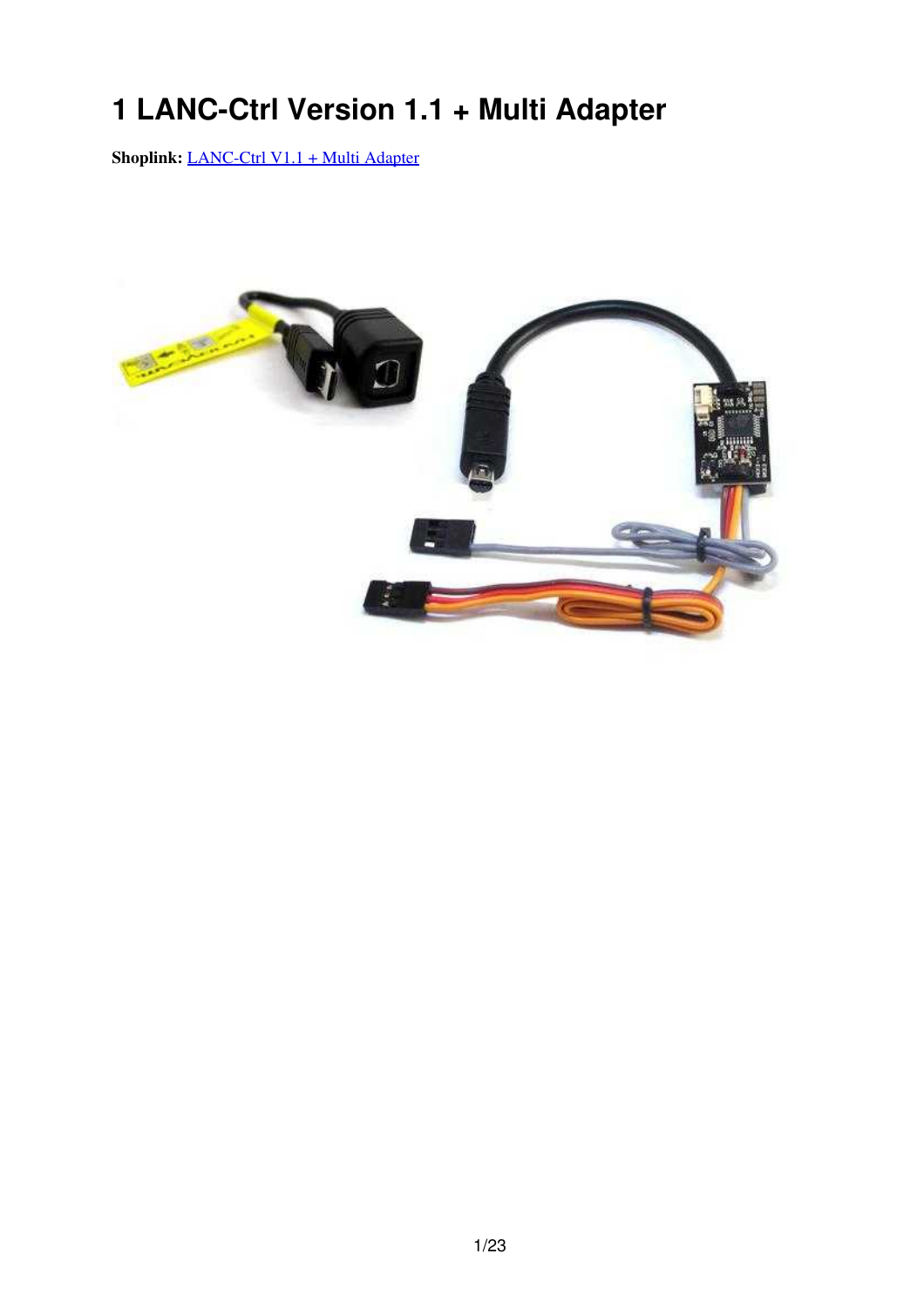# 1 LANC-Ctrl Version 1.1 + Multi Adapter

**Shoplink:** [LANC-Ctrl V1.1 + Multi Adapter]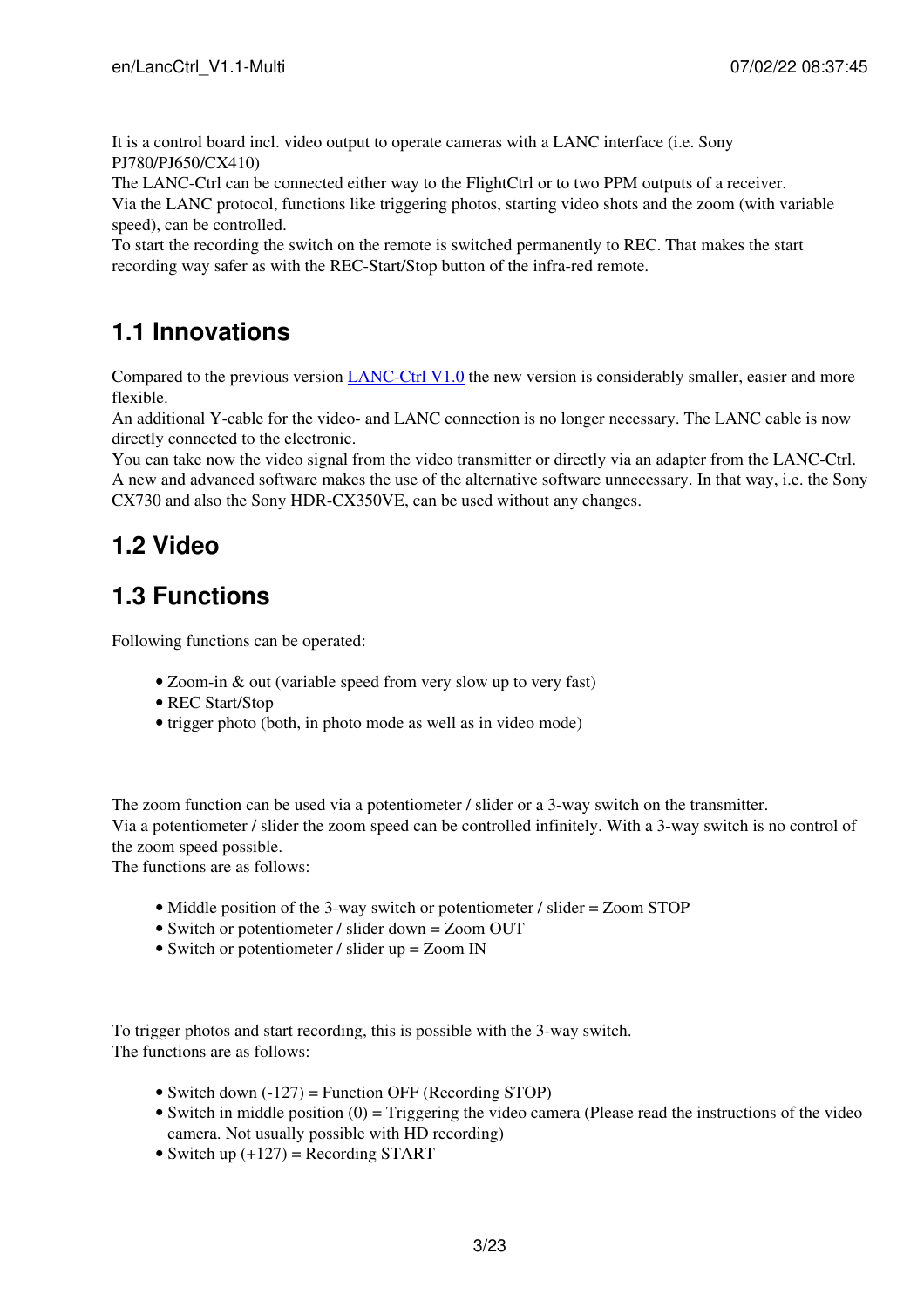It is a control board incl. video output to operate cameras with a LANC interface (i.e. Sony PJ780/PJ650/CX410)
The LANC-Ctrl can be connected either way to the FlightCtrl or to two PPM outputs of a receiver.
Via the LANC protocol, functions like triggering photos, starting video shots and the zoom (with variable speed), can be controlled.
To start the recording the switch on the remote is switched permanently to REC. That makes the start recording way safer as with the REC-Start/Stop button of the infra-red remote.

## 1.1 Innovations

Compared to the previous version LANC-Ctrl V1.0 the new version is considerably smaller, easier and more flexible.
An additional Y-cable for the video- and LANC connection is no longer necessary. The LANC cable is now directly connected to the electronic.
You can take now the video signal from the video transmitter or directly via an adapter from the LANC-Ctrl.
A new and advanced software makes the use of the alternative software unnecessary. In that way, i.e. the Sony CX730 and also the Sony HDR-CX350VE, can be used without any changes.

## 1.2 Video

## 1.3 Functions

Following functions can be operated:

- Zoom-in & out (variable speed from very slow up to very fast)
- REC Start/Stop
- trigger photo (both, in photo mode as well as in video mode)

The zoom function can be used via a potentiometer / slider or a 3-way switch on the transmitter.
Via a potentiometer / slider the zoom speed can be controlled infinitely. With a 3-way switch is no control of the zoom speed possible.
The functions are as follows:

- Middle position of the 3-way switch or potentiometer / slider = Zoom STOP
- Switch or potentiometer / slider down = Zoom OUT
- Switch or potentiometer / slider up = Zoom IN

To trigger photos and start recording, this is possible with the 3-way switch.
The functions are as follows:

- Switch down (-127) = Function OFF (Recording STOP)
- Switch in middle position (0) = Triggering the video camera (Please read the instructions of the video camera. Not usually possible with HD recording)
- Switch up (+127) = Recording START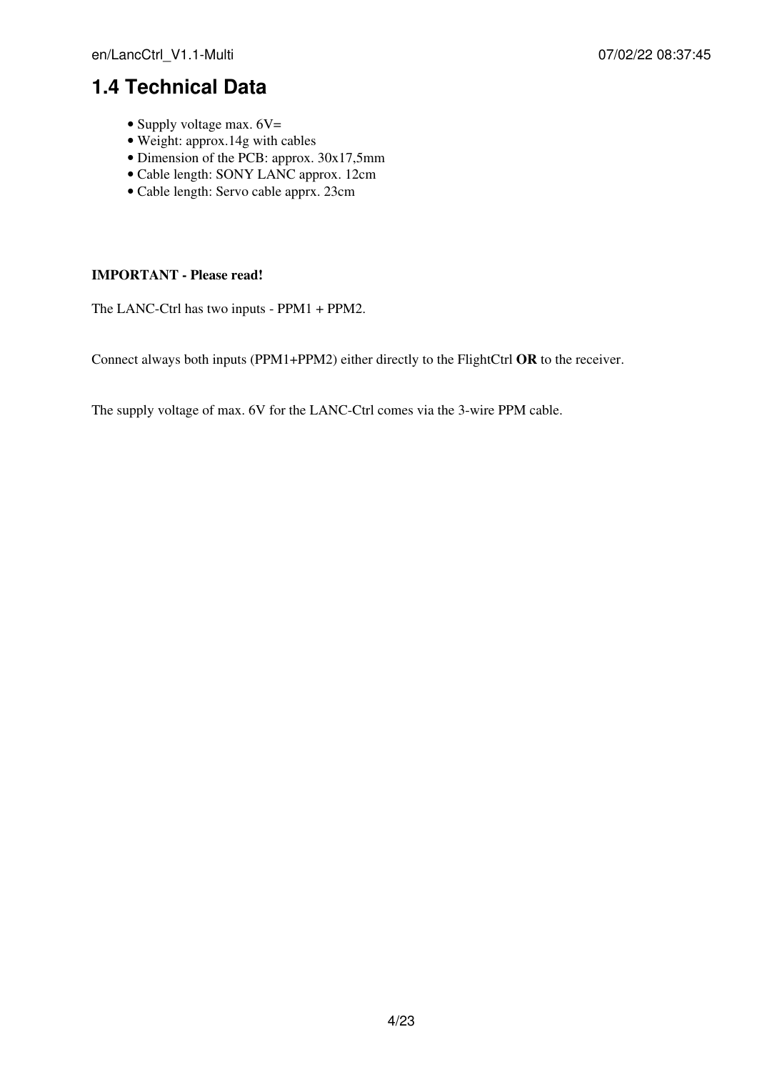## 1.4 Technical Data

- Supply voltage max. 6V=
- Weight: approx.14g with cables
- Dimension of the PCB: approx. 30x17,5mm
- Cable length: SONY LANC approx. 12cm
- Cable length: Servo cable apprx. 23cm

**IMPORTANT - Please read!**

The LANC-Ctrl has two inputs - PPM1 + PPM2.

Connect always both inputs (PPM1+PPM2) either directly to the FlightCtrl **OR** to the receiver.

The supply voltage of max. 6V for the LANC-Ctrl comes via the 3-wire PPM cable.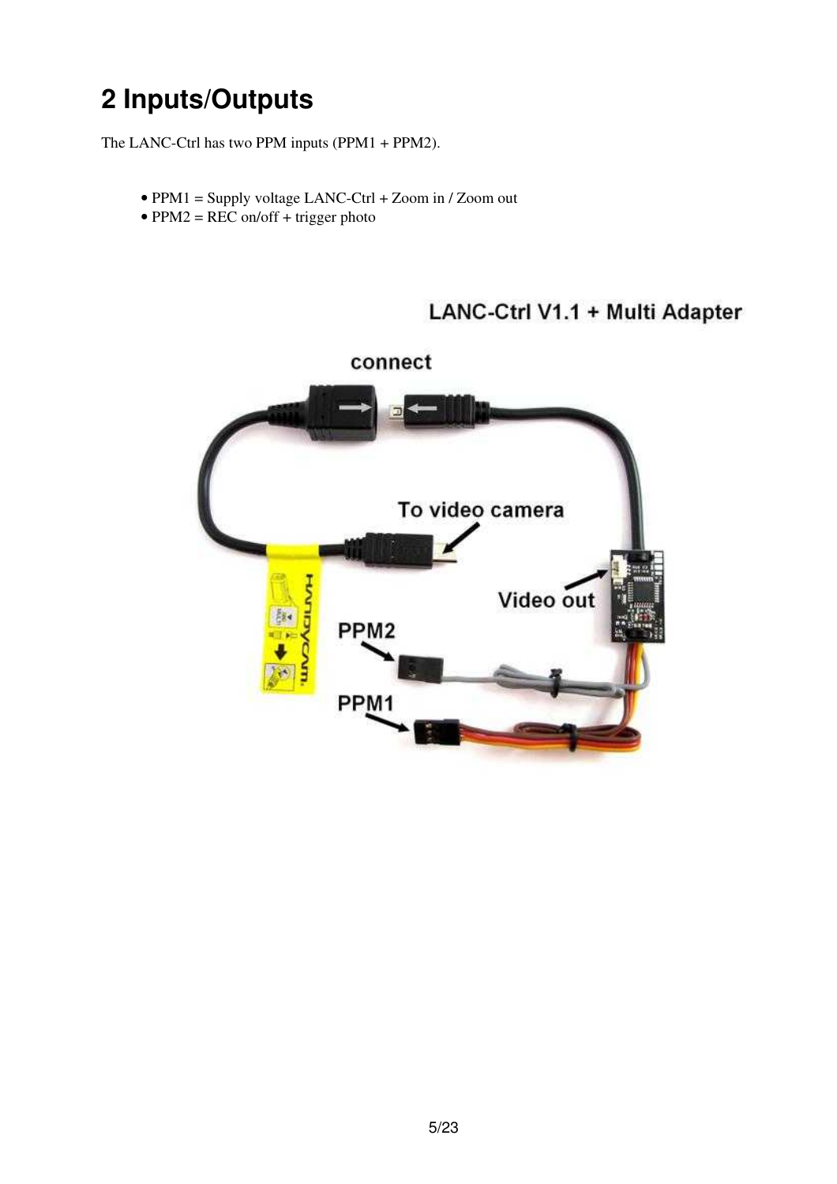# 2 Inputs/Outputs

The LANC-Ctrl has two PPM inputs (PPM1 + PPM2).

- PPM1 = Supply voltage LANC-Ctrl + Zoom in / Zoom out
- PPM2 = REC on/off + trigger photo

LANC-Ctrl V1.1 + Multi Adapter

connect

To video camera

Video out

PPM2

PPM1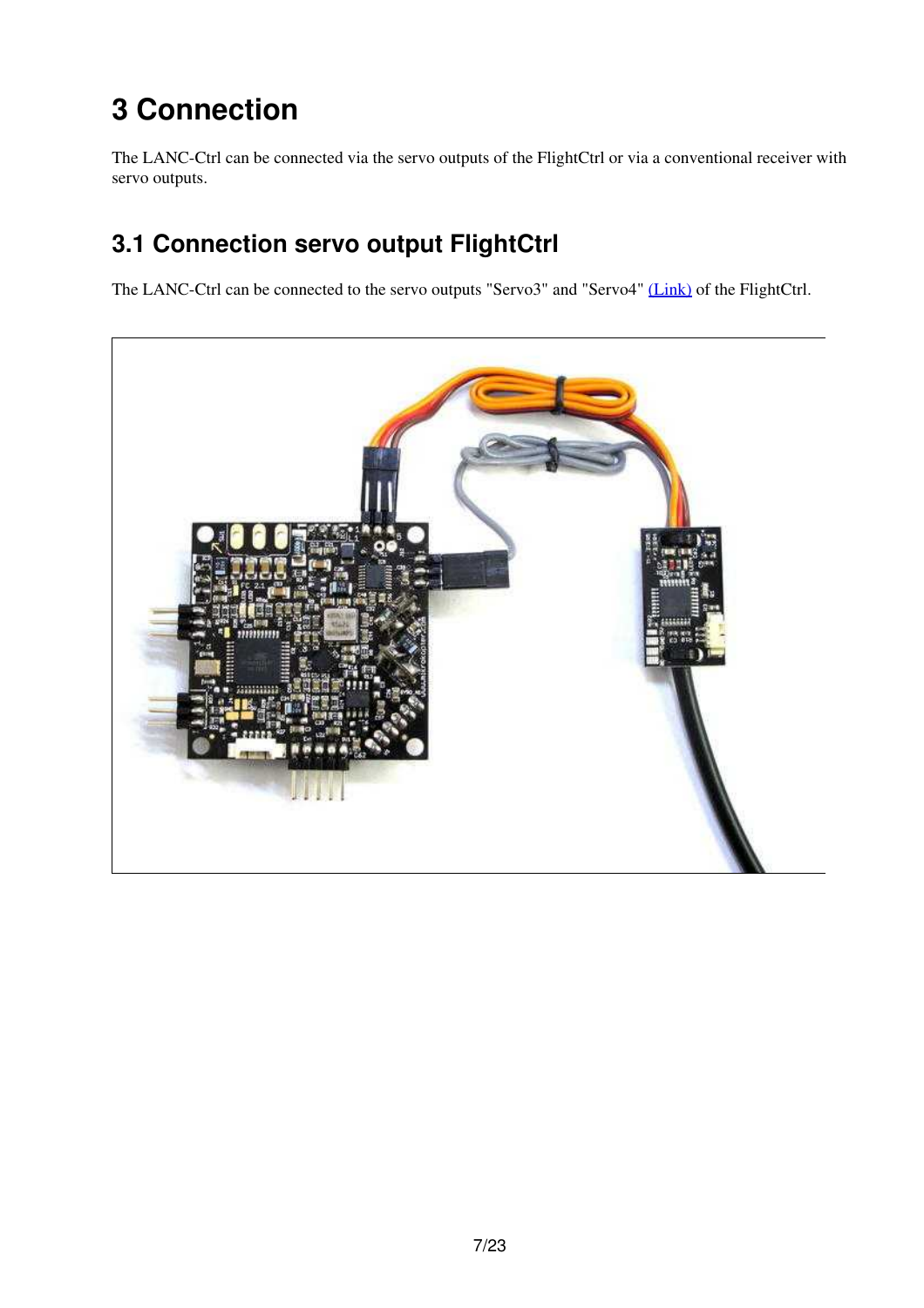# 3 Connection

The LANC-Ctrl can be connected via the servo outputs of the FlightCtrl or via a conventional receiver with servo outputs.

## 3.1 Connection servo output FlightCtrl

The LANC-Ctrl can be connected to the servo outputs "Servo3" and "Servo4" (Link) of the FlightCtrl.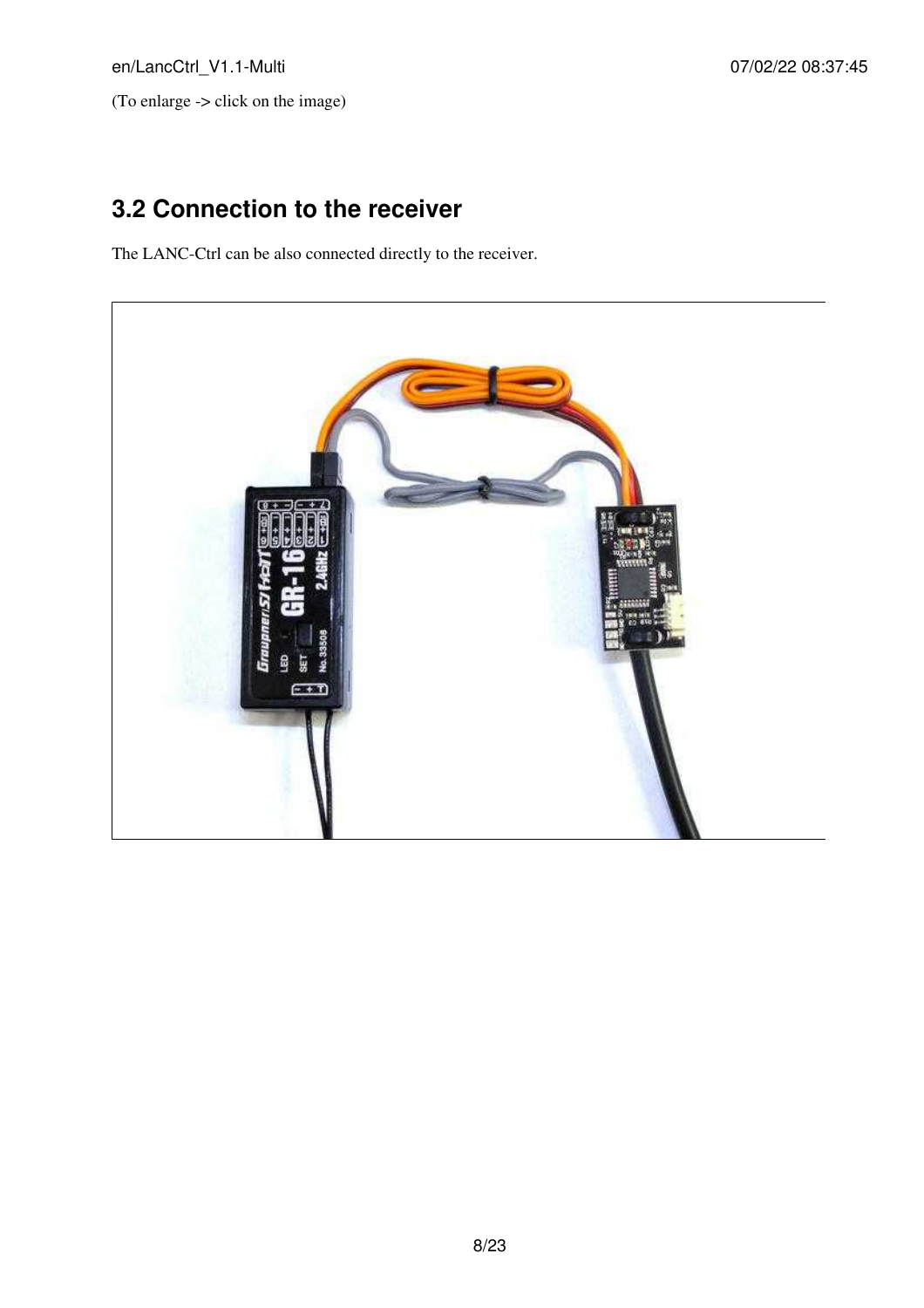(To enlarge -> click on the image)

## 3.2 Connection to the receiver

The LANC-Ctrl can be also connected directly to the receiver.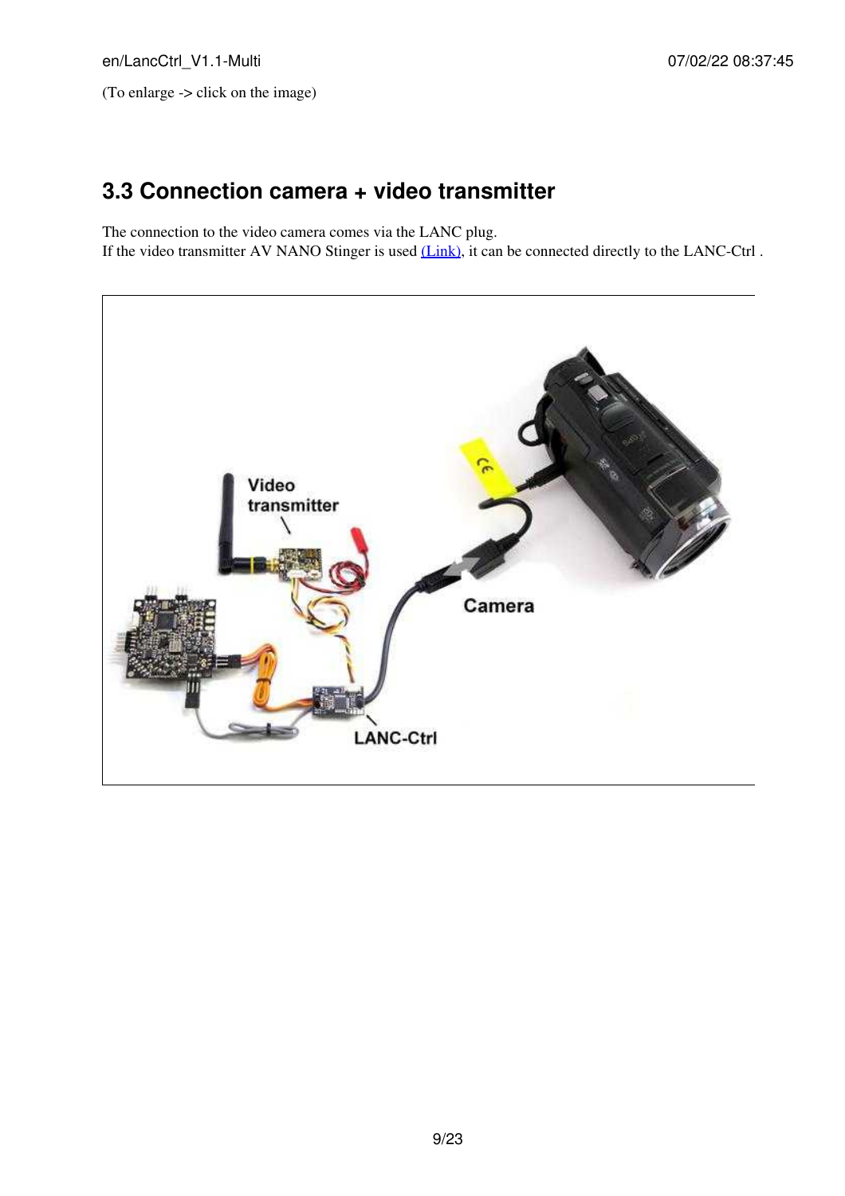(To enlarge -> click on the image)

### 3.3 Connection camera + video transmitter

The connection to the video camera comes via the LANC plug.
If the video transmitter AV NANO Stinger is used (Link), it can be connected directly to the LANC-Ctrl .

Video transmitter

Camera

LANC-Ctrl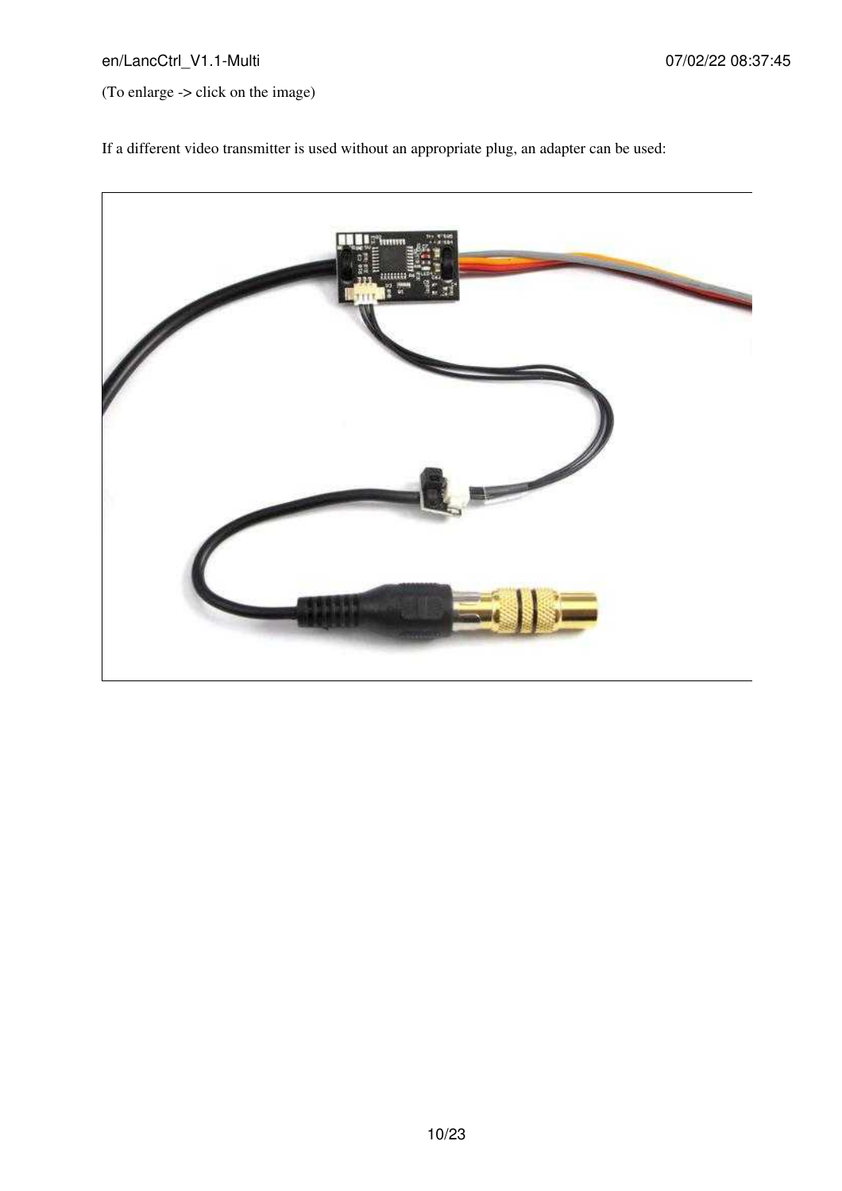(To enlarge -> click on the image)

If a different video transmitter is used without an appropriate plug, an adapter can be used: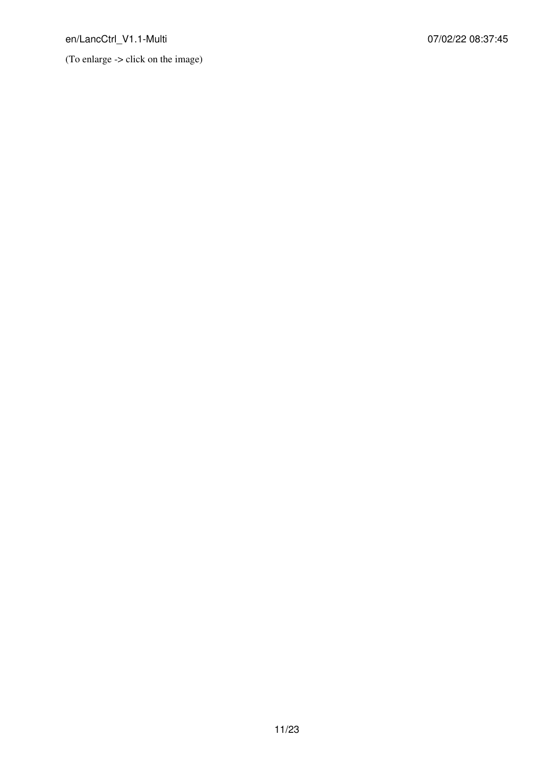(To enlarge -> click on the image)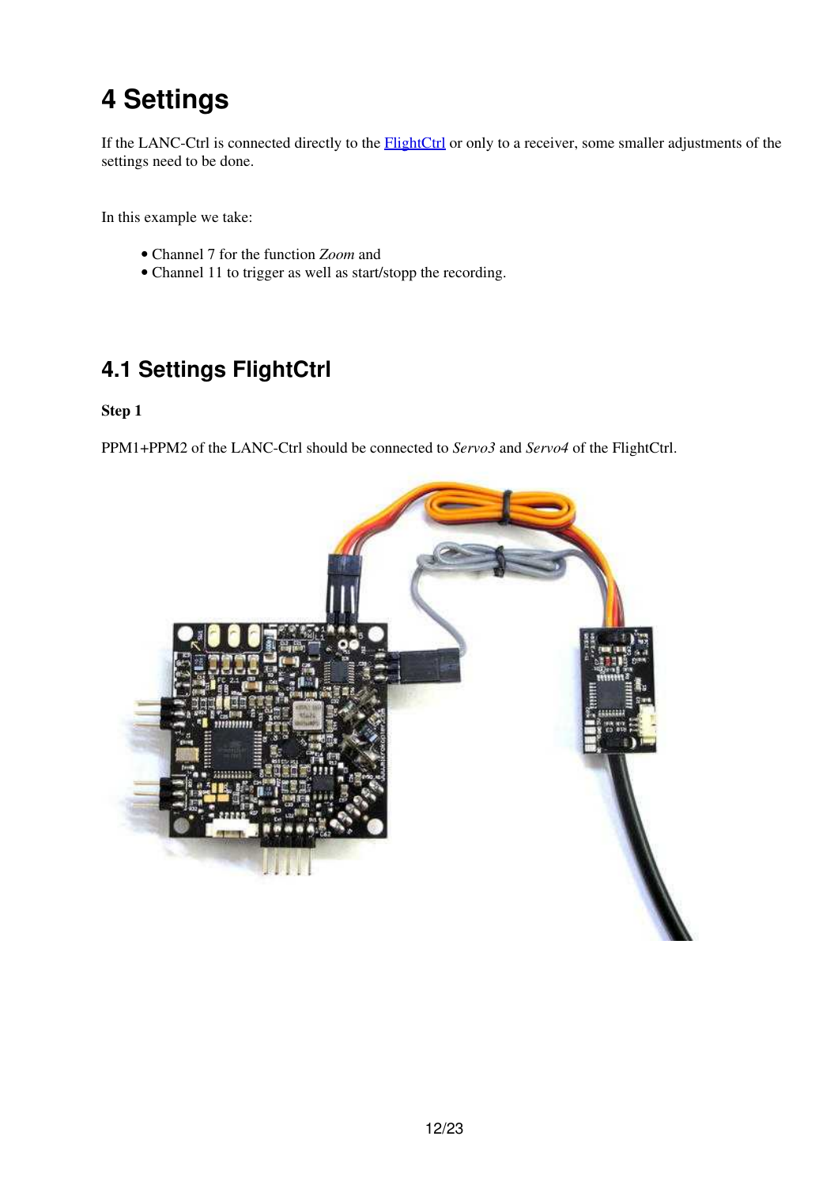# 4 Settings

If the LANC-Ctrl is connected directly to the FlightCtrl or only to a receiver, some smaller adjustments of the settings need to be done.

In this example we take:

- Channel 7 for the function *Zoom* and
- Channel 11 to trigger as well as start/stopp the recording.

## 4.1 Settings FlightCtrl

**Step 1**

PPM1+PPM2 of the LANC-Ctrl should be connected to *Servo3* and *Servo4* of the FlightCtrl.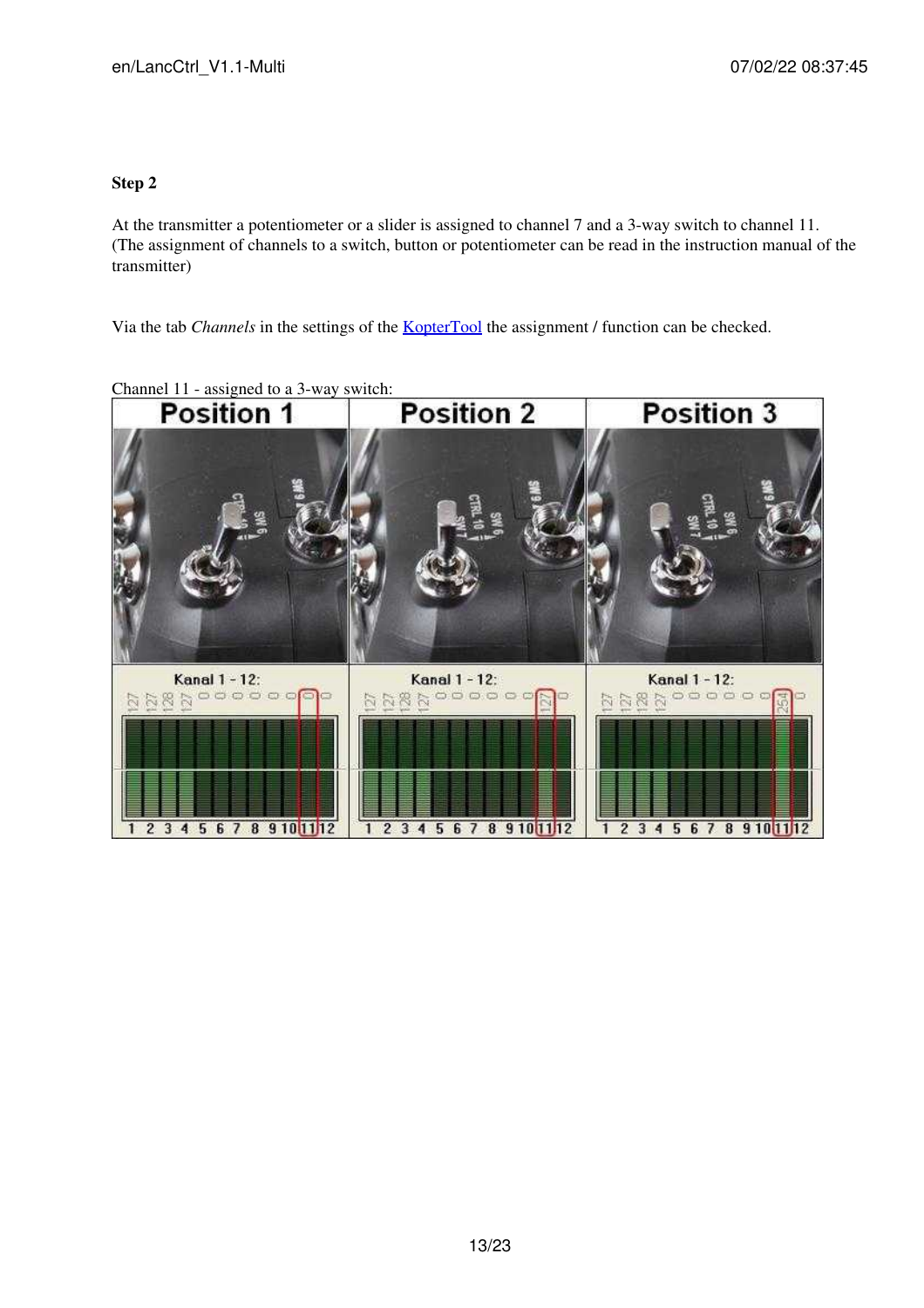**Step 2**

At the transmitter a potentiometer or a slider is assigned to channel 7 and a 3-way switch to channel 11. (The assignment of channels to a switch, button or potentiometer can be read in the instruction manual of the transmitter)

Via the tab *Channels* in the settings of the KopterTool the assignment / function can be checked.

Channel 11 - assigned to a 3-way switch: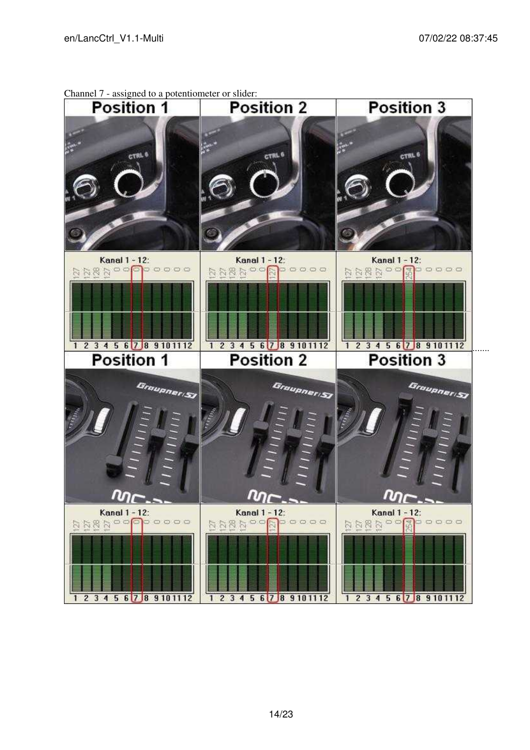Channel 7 - assigned to a potentiometer or slider:

Position 1

Position 2

Position 3

Kanal 1 - 12:

127 127 128 127 0 0 0 0 0 0 0 0

1 2 3 4 5 6 7 8 9 10 11 12

Kanal 1 - 12:

127 127 128 127 0 0 127 0 0 0 0 0

1 2 3 4 5 6 7 8 9 10 11 12

Kanal 1 - 12:

127 127 128 127 0 0 254 0 0 0 0 0

1 2 3 4 5 6 7 8 9 10 11 12

Position 1

Position 2

Position 3

Kanal 1 - 12:

127 127 128 127 0 0 0 0 0 0 0 0

1 2 3 4 5 6 7 8 9 10 11 12

Kanal 1 - 12:

127 127 128 127 0 0 127 0 0 0 0 0

1 2 3 4 5 6 7 8 9 10 11 12

Kanal 1 - 12:

127 127 128 127 0 0 254 0 0 0 0 0

1 2 3 4 5 6 7 8 9 10 11 12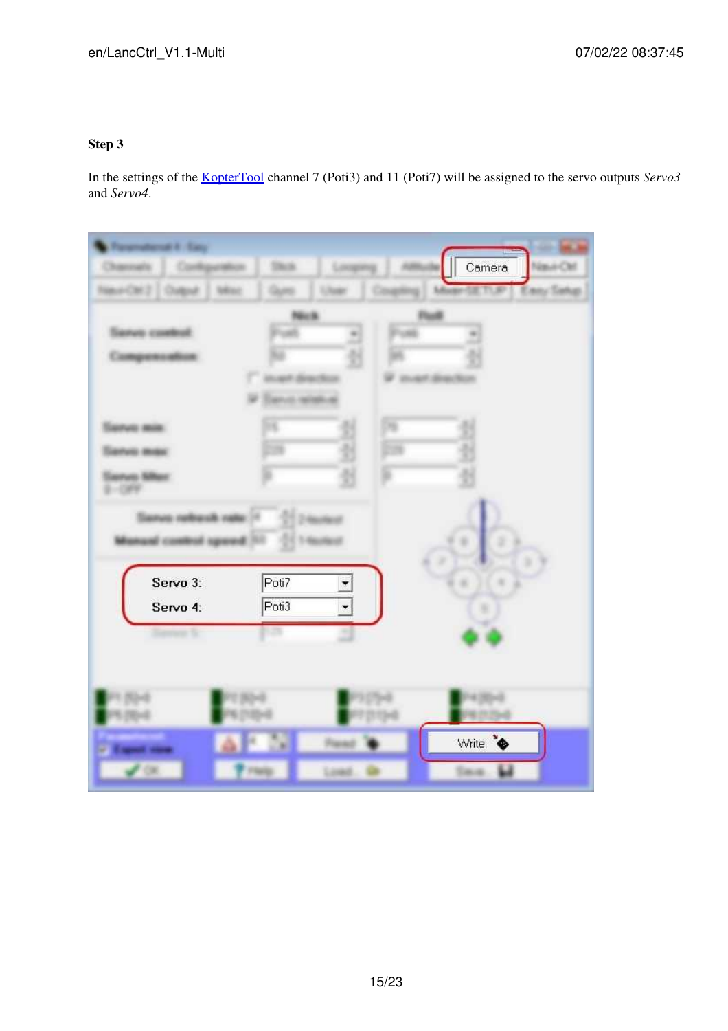### Step 3

In the settings of the [KopterTool](KopterTool) channel 7 (Poti3) and 11 (Poti7) will be assigned to the servo outputs *Servo3* and *Servo4*.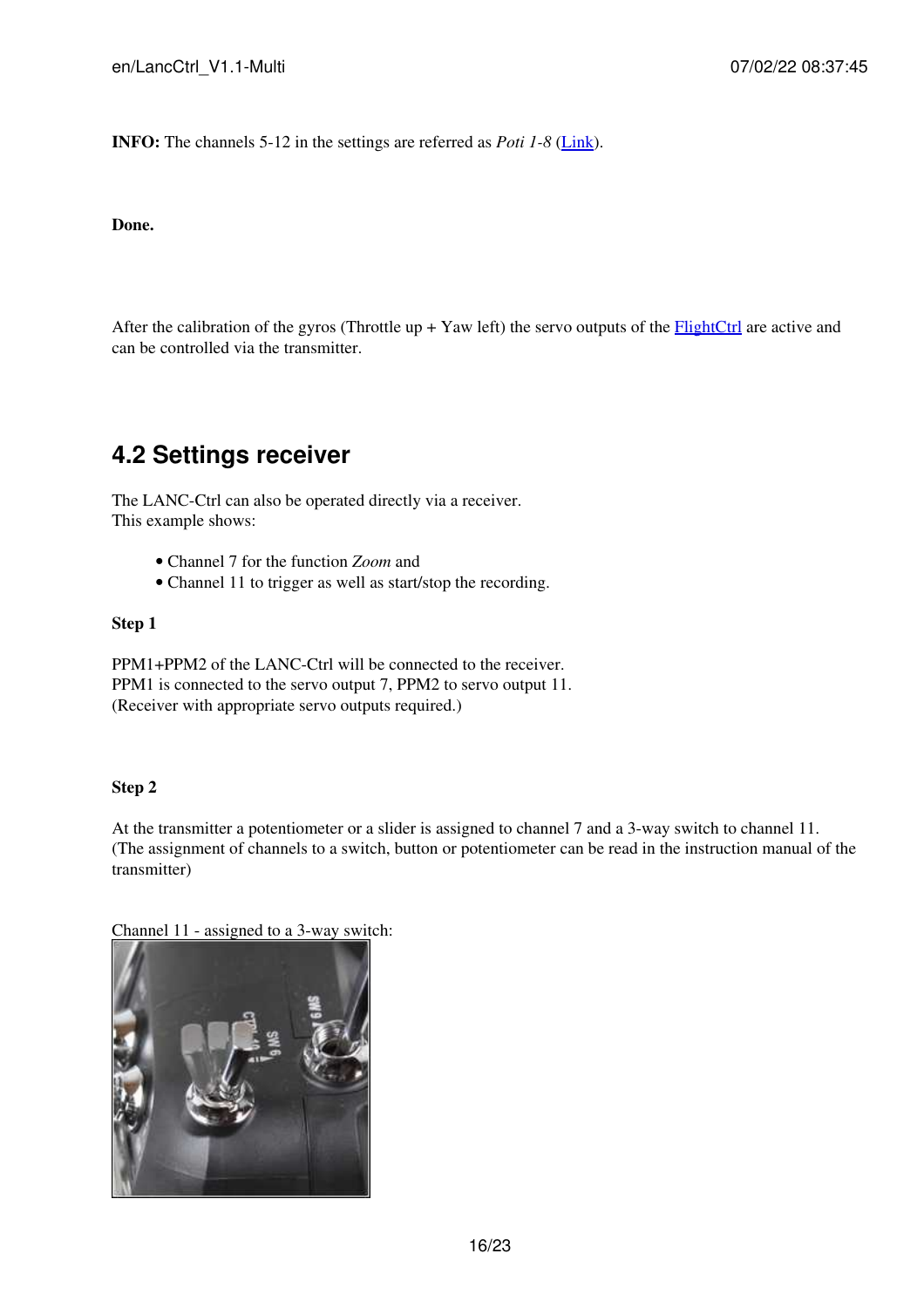**INFO:** The channels 5-12 in the settings are referred as *Poti 1-8* ([Link](Link)).

**Done.**

After the calibration of the gyros (Throttle up + Yaw left) the servo outputs of the [FlightCtrl](FlightCtrl) are active and can be controlled via the transmitter.

## 4.2 Settings receiver

The LANC-Ctrl can also be operated directly via a receiver.
This example shows:

- Channel 7 for the function *Zoom* and
- Channel 11 to trigger as well as start/stop the recording.

**Step 1**

PPM1+PPM2 of the LANC-Ctrl will be connected to the receiver.
PPM1 is connected to the servo output 7, PPM2 to servo output 11.
(Receiver with appropriate servo outputs required.)

**Step 2**

At the transmitter a potentiometer or a slider is assigned to channel 7 and a 3-way switch to channel 11.
(The assignment of channels to a switch, button or potentiometer can be read in the instruction manual of the transmitter)

Channel 11 - assigned to a 3-way switch: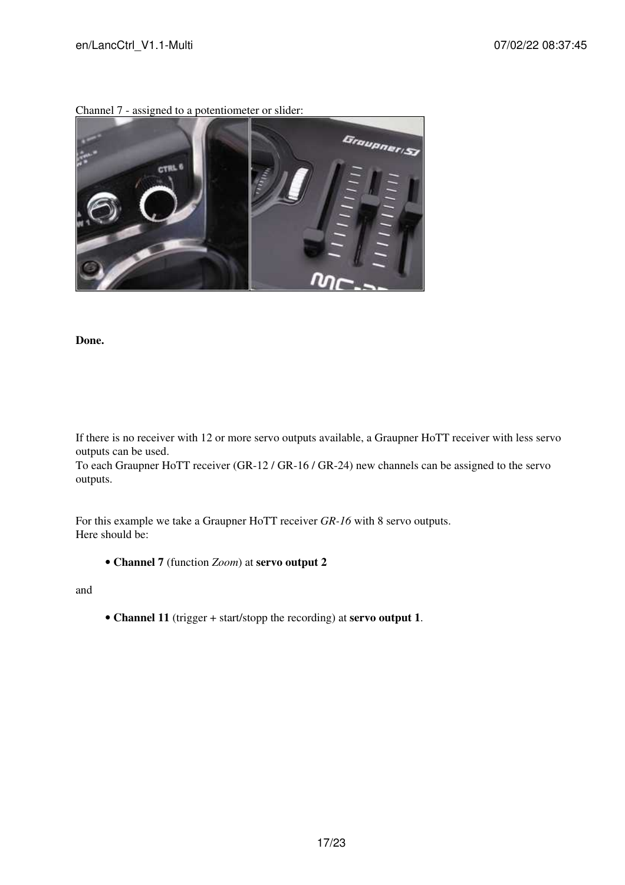Channel 7 - assigned to a potentiometer or slider:

**Done.**

If there is no receiver with 12 or more servo outputs available, a Graupner HoTT receiver with less servo outputs can be used.
To each Graupner HoTT receiver (GR-12 / GR-16 / GR-24) new channels can be assigned to the servo outputs.

For this example we take a Graupner HoTT receiver *GR-16* with 8 servo outputs.
Here should be:

- **Channel 7** (function *Zoom*) at **servo output 2**

and

- **Channel 11** (trigger + start/stopp the recording) at **servo output 1**.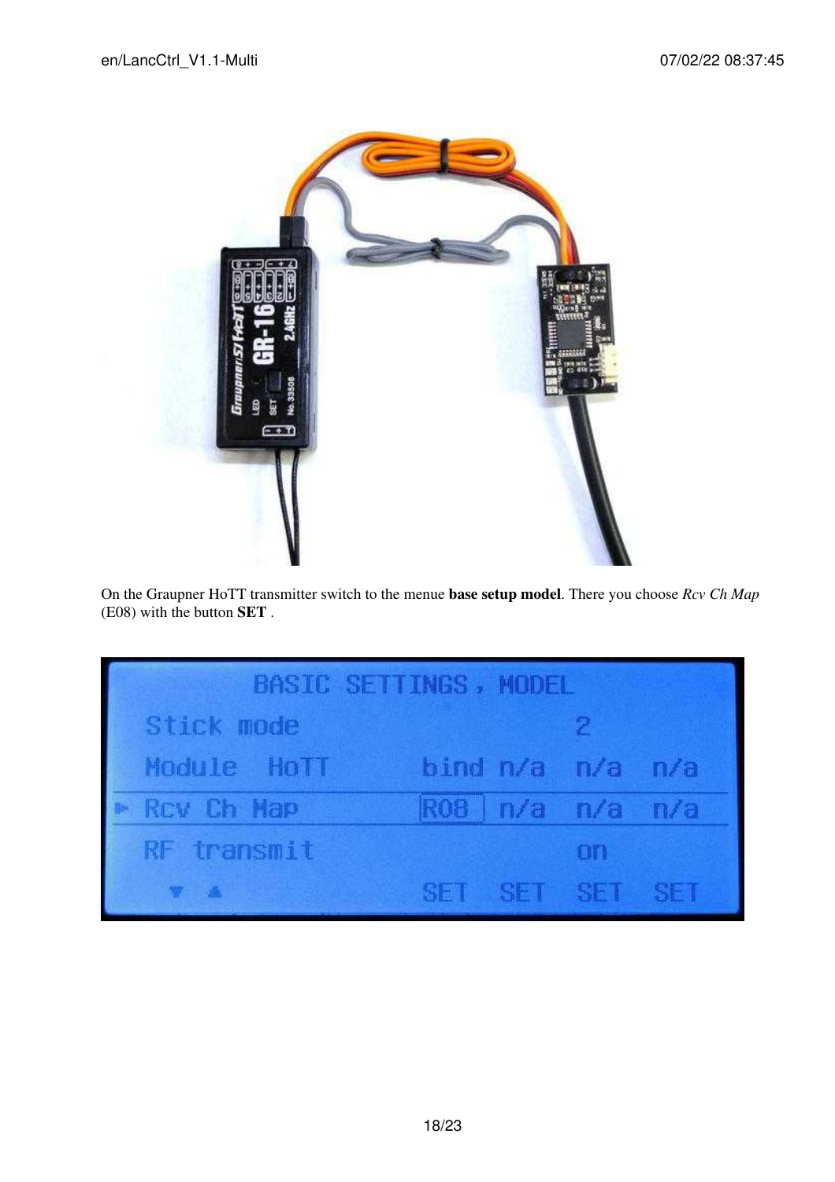On the Graupner HoTT transmitter switch to the menue **base setup model**. There you choose *Rcv Ch Map* (E08) with the button **SET** .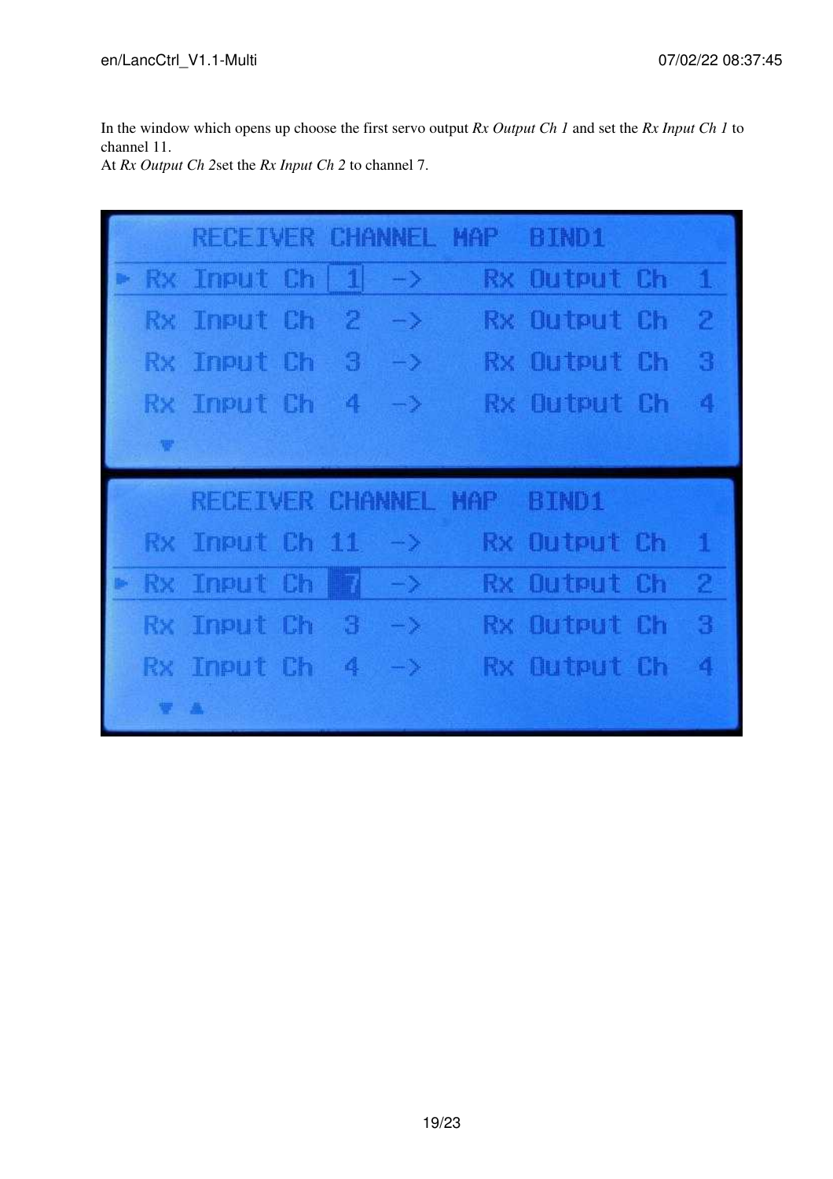In the window which opens up choose the first servo output *Rx Output Ch 1* and set the *Rx Input Ch 1* to channel 11.
At *Rx Output Ch 2*set the *Rx Input Ch 2* to channel 7.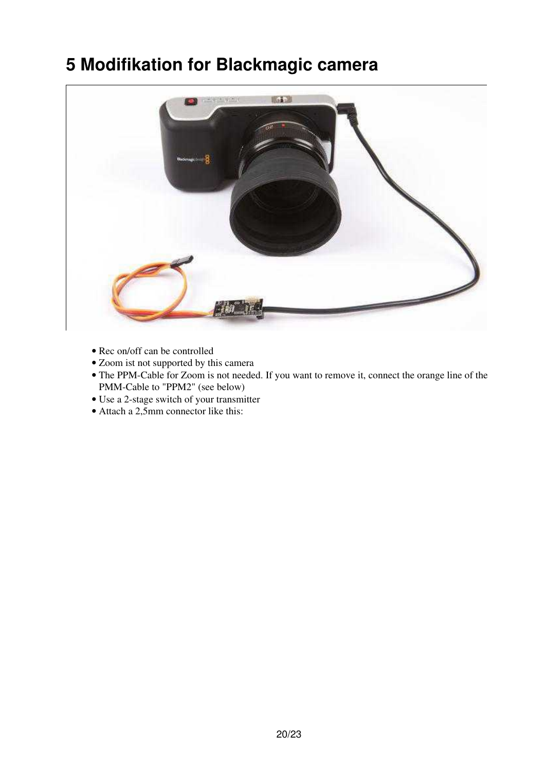# 5 Modifikation for Blackmagic camera

- Rec on/off can be controlled
- Zoom ist not supported by this camera
- The PPM-Cable for Zoom is not needed. If you want to remove it, connect the orange line of the PMM-Cable to "PPM2" (see below)
- Use a 2-stage switch of your transmitter
- Attach a 2,5mm connector like this: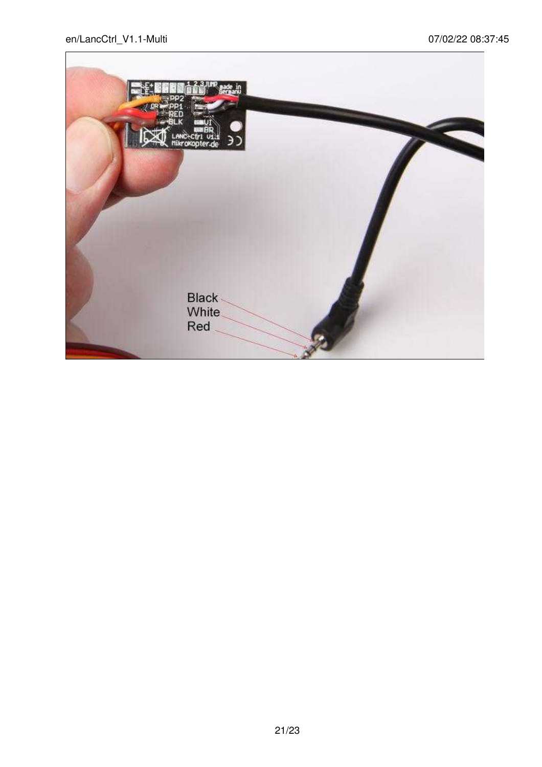Black
White
Red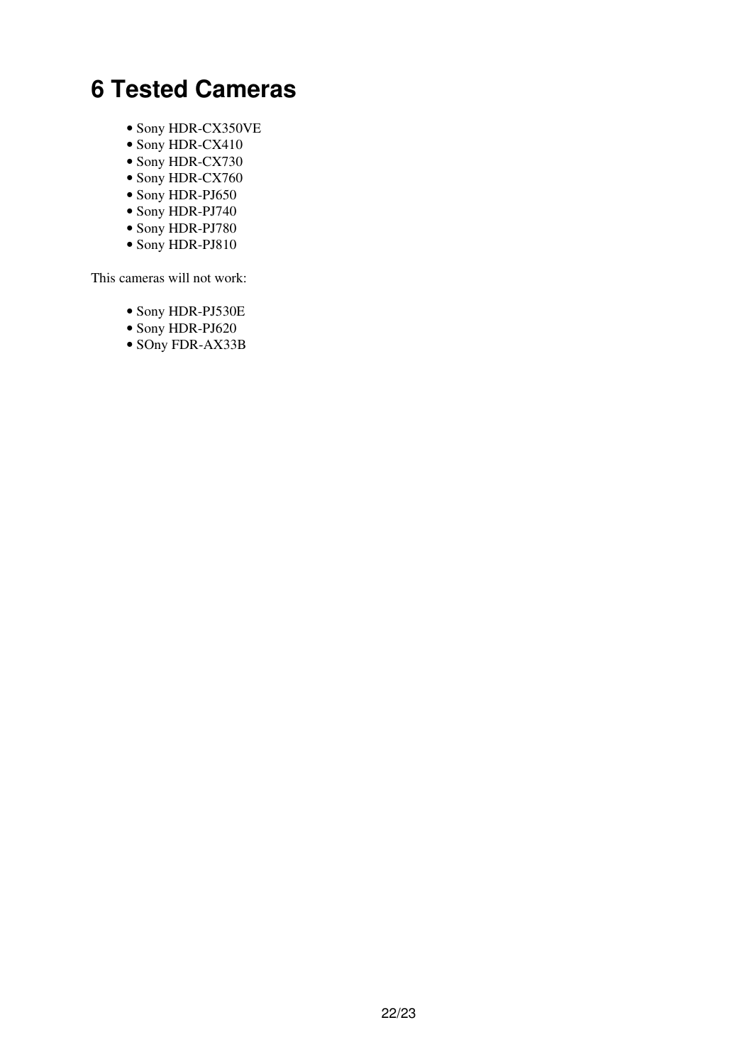# 6 Tested Cameras

- Sony HDR-CX350VE
- Sony HDR-CX410
- Sony HDR-CX730
- Sony HDR-CX760
- Sony HDR-PJ650
- Sony HDR-PJ740
- Sony HDR-PJ780
- Sony HDR-PJ810

This cameras will not work:

- Sony HDR-PJ530E
- Sony HDR-PJ620
- SOny FDR-AX33B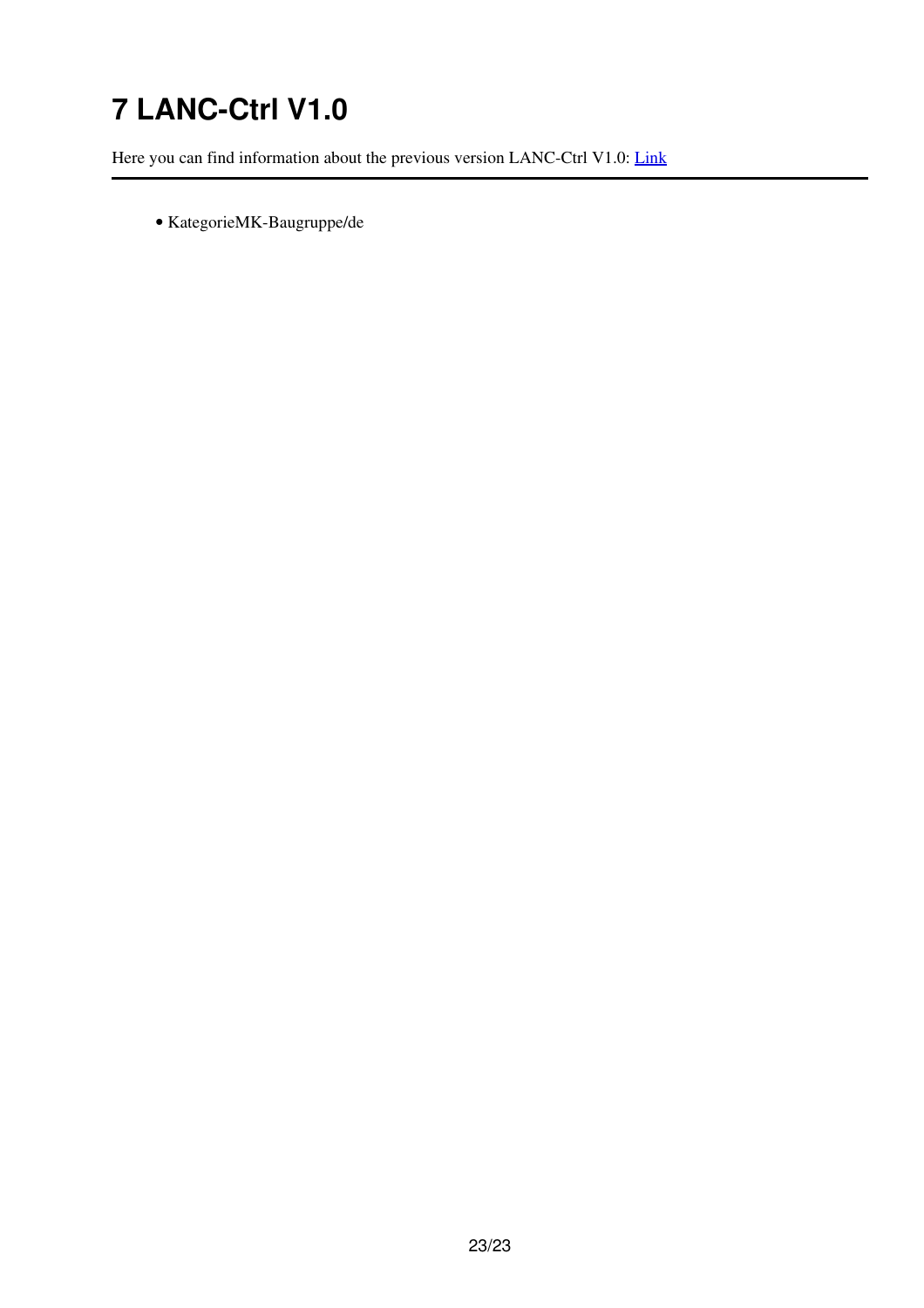# 7 LANC-Ctrl V1.0

Here you can find information about the previous version LANC-Ctrl V1.0: Link

---

- KategorieMK-Baugruppe/de